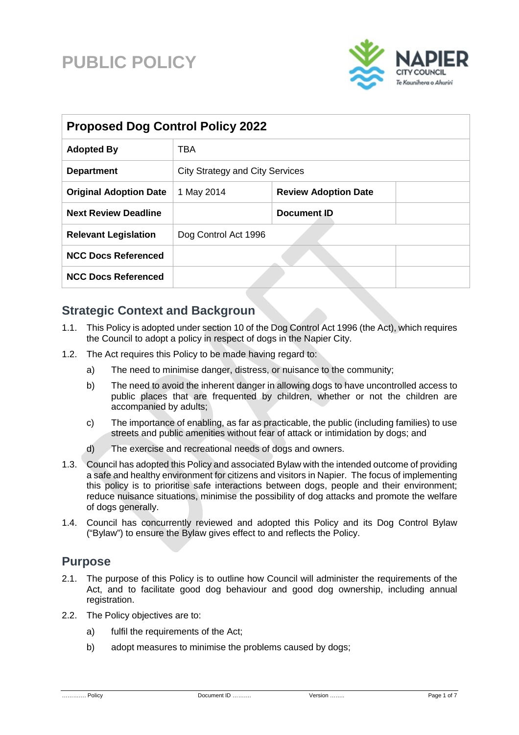# PUBLIC POLICY

| Proposed Dog Control Policy 2022 | | | |
|---|---|---|---|
| **Adopted By** | TBA | | |
| **Department** | City Strategy and City Services | | |
| **Original Adoption Date** | 1 May 2014 | **Review Adoption Date** | |
| **Next Review Deadline** | | **Document ID** | |
| **Relevant Legislation** | Dog Control Act 1996 | | |
| **NCC Docs Referenced** | | | |
| **NCC Docs Referenced** | | | |

## Strategic Context and Backgroun

1.1. This Policy is adopted under section 10 of the Dog Control Act 1996 (the Act), which requires the Council to adopt a policy in respect of dogs in the Napier City.

1.2. The Act requires this Policy to be made having regard to:

a) The need to minimise danger, distress, or nuisance to the community;

b) The need to avoid the inherent danger in allowing dogs to have uncontrolled access to public places that are frequented by children, whether or not the children are accompanied by adults;

c) The importance of enabling, as far as practicable, the public (including families) to use streets and public amenities without fear of attack or intimidation by dogs; and

d) The exercise and recreational needs of dogs and owners.

1.3. Council has adopted this Policy and associated Bylaw with the intended outcome of providing a safe and healthy environment for citizens and visitors in Napier. The focus of implementing this policy is to prioritise safe interactions between dogs, people and their environment; reduce nuisance situations, minimise the possibility of dog attacks and promote the welfare of dogs generally.

1.4. Council has concurrently reviewed and adopted this Policy and its Dog Control Bylaw ("Bylaw") to ensure the Bylaw gives effect to and reflects the Policy.

## Purpose

2.1. The purpose of this Policy is to outline how Council will administer the requirements of the Act, and to facilitate good dog behaviour and good dog ownership, including annual registration.

2.2. The Policy objectives are to:

a) fulfil the requirements of the Act;

b) adopt measures to minimise the problems caused by dogs;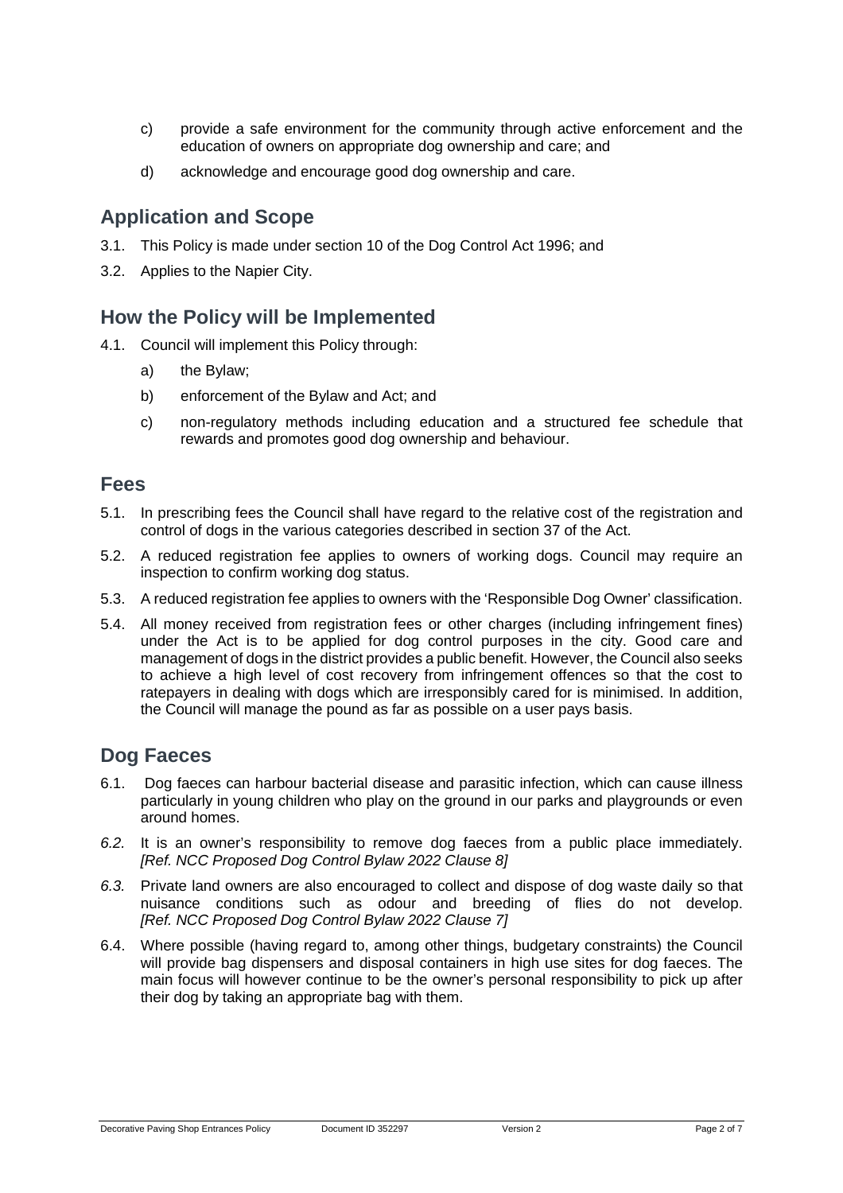c) provide a safe environment for the community through active enforcement and the education of owners on appropriate dog ownership and care; and

d) acknowledge and encourage good dog ownership and care.

## Application and Scope

3.1. This Policy is made under section 10 of the Dog Control Act 1996; and

3.2. Applies to the Napier City.

## How the Policy will be Implemented

4.1. Council will implement this Policy through:

a) the Bylaw;

b) enforcement of the Bylaw and Act; and

c) non-regulatory methods including education and a structured fee schedule that rewards and promotes good dog ownership and behaviour.

## Fees

5.1. In prescribing fees the Council shall have regard to the relative cost of the registration and control of dogs in the various categories described in section 37 of the Act.

5.2. A reduced registration fee applies to owners of working dogs. Council may require an inspection to confirm working dog status.

5.3. A reduced registration fee applies to owners with the 'Responsible Dog Owner' classification.

5.4. All money received from registration fees or other charges (including infringement fines) under the Act is to be applied for dog control purposes in the city. Good care and management of dogs in the district provides a public benefit. However, the Council also seeks to achieve a high level of cost recovery from infringement offences so that the cost to ratepayers in dealing with dogs which are irresponsibly cared for is minimised. In addition, the Council will manage the pound as far as possible on a user pays basis.

## Dog Faeces

6.1. Dog faeces can harbour bacterial disease and parasitic infection, which can cause illness particularly in young children who play on the ground in our parks and playgrounds or even around homes.

*6.2.* It is an owner's responsibility to remove dog faeces from a public place immediately. *[Ref. NCC Proposed Dog Control Bylaw 2022 Clause 8]*

*6.3.* Private land owners are also encouraged to collect and dispose of dog waste daily so that nuisance conditions such as odour and breeding of flies do not develop. *[Ref. NCC Proposed Dog Control Bylaw 2022 Clause 7]*

6.4. Where possible (having regard to, among other things, budgetary constraints) the Council will provide bag dispensers and disposal containers in high use sites for dog faeces. The main focus will however continue to be the owner's personal responsibility to pick up after their dog by taking an appropriate bag with them.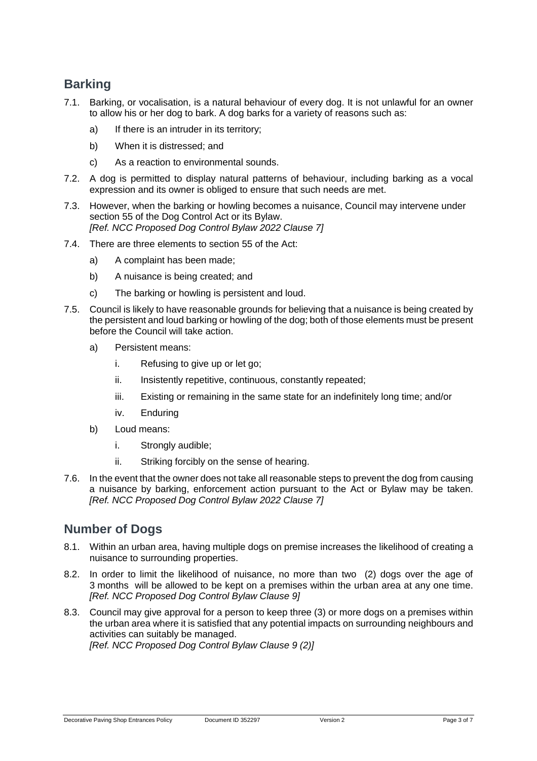## Barking

7.1. Barking, or vocalisation, is a natural behaviour of every dog. It is not unlawful for an owner to allow his or her dog to bark. A dog barks for a variety of reasons such as:

a) If there is an intruder in its territory;

b) When it is distressed; and

c) As a reaction to environmental sounds.

7.2. A dog is permitted to display natural patterns of behaviour, including barking as a vocal expression and its owner is obliged to ensure that such needs are met.

7.3. However, when the barking or howling becomes a nuisance, Council may intervene under section 55 of the Dog Control Act or its Bylaw.
*[Ref. NCC Proposed Dog Control Bylaw 2022 Clause 7]*

7.4. There are three elements to section 55 of the Act:

a) A complaint has been made;

b) A nuisance is being created; and

c) The barking or howling is persistent and loud.

7.5. Council is likely to have reasonable grounds for believing that a nuisance is being created by the persistent and loud barking or howling of the dog; both of those elements must be present before the Council will take action.

a) Persistent means:

i. Refusing to give up or let go;

ii. Insistently repetitive, continuous, constantly repeated;

iii. Existing or remaining in the same state for an indefinitely long time; and/or

iv. Enduring

b) Loud means:

i. Strongly audible;

ii. Striking forcibly on the sense of hearing.

7.6. In the event that the owner does not take all reasonable steps to prevent the dog from causing a nuisance by barking, enforcement action pursuant to the Act or Bylaw may be taken. *[Ref. NCC Proposed Dog Control Bylaw 2022 Clause 7]*

## Number of Dogs

8.1. Within an urban area, having multiple dogs on premise increases the likelihood of creating a nuisance to surrounding properties.

8.2. In order to limit the likelihood of nuisance, no more than two (2) dogs over the age of 3 months will be allowed to be kept on a premises within the urban area at any one time. *[Ref. NCC Proposed Dog Control Bylaw Clause 9]*

8.3. Council may give approval for a person to keep three (3) or more dogs on a premises within the urban area where it is satisfied that any potential impacts on surrounding neighbours and activities can suitably be managed.
*[Ref. NCC Proposed Dog Control Bylaw Clause 9 (2)]*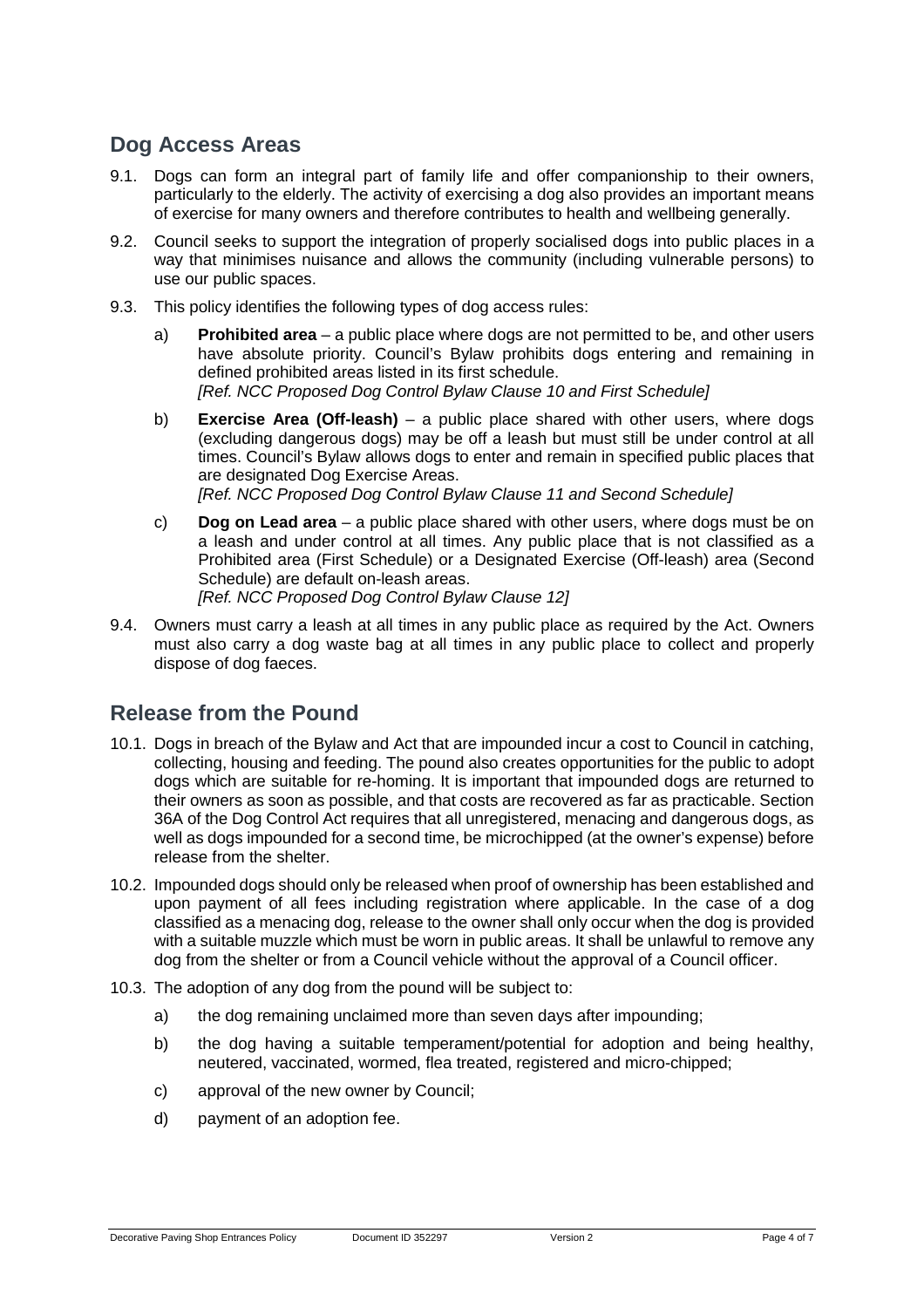## Dog Access Areas

9.1. Dogs can form an integral part of family life and offer companionship to their owners, particularly to the elderly. The activity of exercising a dog also provides an important means of exercise for many owners and therefore contributes to health and wellbeing generally.

9.2. Council seeks to support the integration of properly socialised dogs into public places in a way that minimises nuisance and allows the community (including vulnerable persons) to use our public spaces.

9.3. This policy identifies the following types of dog access rules:

a) **Prohibited area** – a public place where dogs are not permitted to be, and other users have absolute priority. Council's Bylaw prohibits dogs entering and remaining in defined prohibited areas listed in its first schedule.
*[Ref. NCC Proposed Dog Control Bylaw Clause 10 and First Schedule]*

b) **Exercise Area (Off-leash)** – a public place shared with other users, where dogs (excluding dangerous dogs) may be off a leash but must still be under control at all times. Council's Bylaw allows dogs to enter and remain in specified public places that are designated Dog Exercise Areas.
*[Ref. NCC Proposed Dog Control Bylaw Clause 11 and Second Schedule]*

c) **Dog on Lead area** – a public place shared with other users, where dogs must be on a leash and under control at all times. Any public place that is not classified as a Prohibited area (First Schedule) or a Designated Exercise (Off-leash) area (Second Schedule) are default on-leash areas.
*[Ref. NCC Proposed Dog Control Bylaw Clause 12]*

9.4. Owners must carry a leash at all times in any public place as required by the Act. Owners must also carry a dog waste bag at all times in any public place to collect and properly dispose of dog faeces.

## Release from the Pound

10.1. Dogs in breach of the Bylaw and Act that are impounded incur a cost to Council in catching, collecting, housing and feeding. The pound also creates opportunities for the public to adopt dogs which are suitable for re-homing. It is important that impounded dogs are returned to their owners as soon as possible, and that costs are recovered as far as practicable. Section 36A of the Dog Control Act requires that all unregistered, menacing and dangerous dogs, as well as dogs impounded for a second time, be microchipped (at the owner's expense) before release from the shelter.

10.2. Impounded dogs should only be released when proof of ownership has been established and upon payment of all fees including registration where applicable. In the case of a dog classified as a menacing dog, release to the owner shall only occur when the dog is provided with a suitable muzzle which must be worn in public areas. It shall be unlawful to remove any dog from the shelter or from a Council vehicle without the approval of a Council officer.

10.3. The adoption of any dog from the pound will be subject to:

a) the dog remaining unclaimed more than seven days after impounding;

b) the dog having a suitable temperament/potential for adoption and being healthy, neutered, vaccinated, wormed, flea treated, registered and micro-chipped;

c) approval of the new owner by Council;

d) payment of an adoption fee.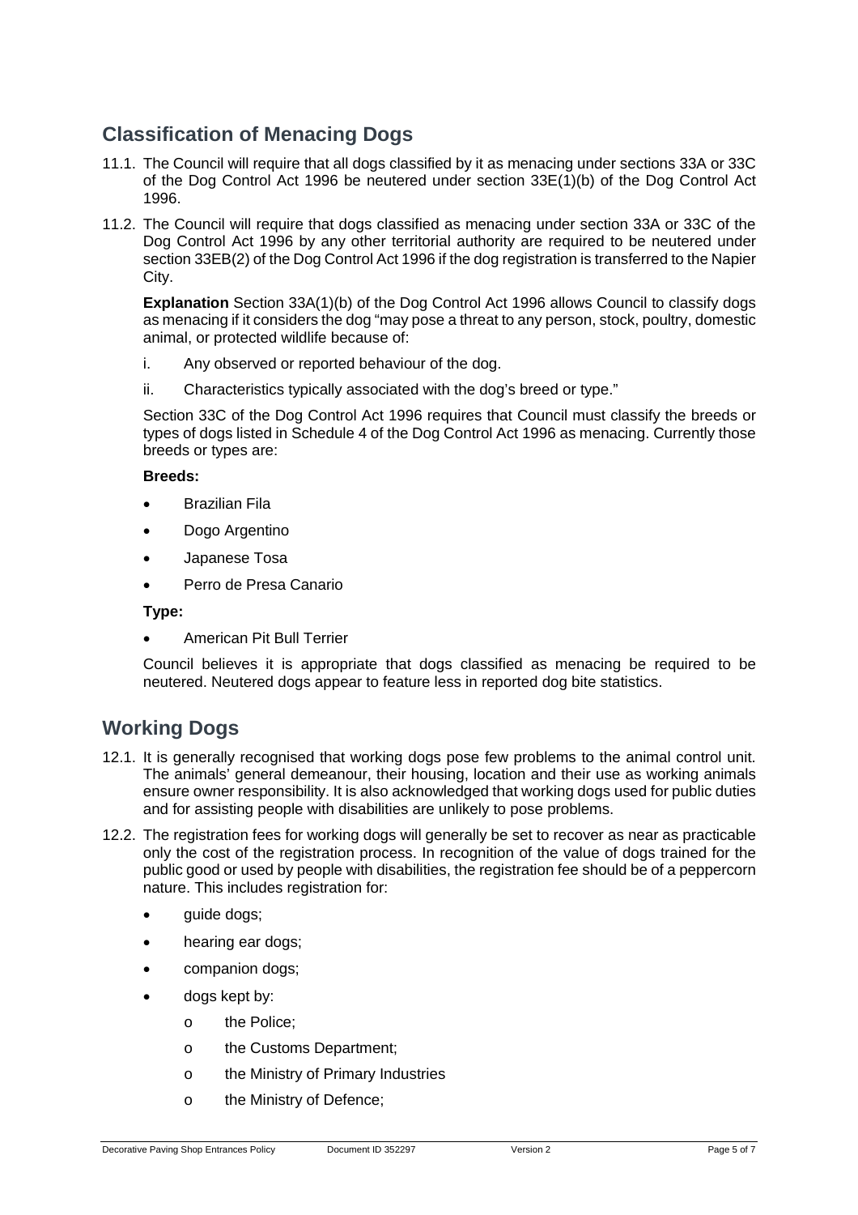## Classification of Menacing Dogs

11.1. The Council will require that all dogs classified by it as menacing under sections 33A or 33C of the Dog Control Act 1996 be neutered under section 33E(1)(b) of the Dog Control Act 1996.

11.2. The Council will require that dogs classified as menacing under section 33A or 33C of the Dog Control Act 1996 by any other territorial authority are required to be neutered under section 33EB(2) of the Dog Control Act 1996 if the dog registration is transferred to the Napier City.

**Explanation** Section 33A(1)(b) of the Dog Control Act 1996 allows Council to classify dogs as menacing if it considers the dog "may pose a threat to any person, stock, poultry, domestic animal, or protected wildlife because of:

i. Any observed or reported behaviour of the dog.

ii. Characteristics typically associated with the dog's breed or type."

Section 33C of the Dog Control Act 1996 requires that Council must classify the breeds or types of dogs listed in Schedule 4 of the Dog Control Act 1996 as menacing. Currently those breeds or types are:

**Breeds:**

- Brazilian Fila
- Dogo Argentino
- Japanese Tosa
- Perro de Presa Canario

**Type:**

- American Pit Bull Terrier

Council believes it is appropriate that dogs classified as menacing be required to be neutered. Neutered dogs appear to feature less in reported dog bite statistics.

## Working Dogs

12.1. It is generally recognised that working dogs pose few problems to the animal control unit. The animals' general demeanour, their housing, location and their use as working animals ensure owner responsibility. It is also acknowledged that working dogs used for public duties and for assisting people with disabilities are unlikely to pose problems.

12.2. The registration fees for working dogs will generally be set to recover as near as practicable only the cost of the registration process. In recognition of the value of dogs trained for the public good or used by people with disabilities, the registration fee should be of a peppercorn nature. This includes registration for:

- guide dogs;
- hearing ear dogs;
- companion dogs;
- dogs kept by:
  - the Police;
  - the Customs Department;
  - the Ministry of Primary Industries
  - the Ministry of Defence;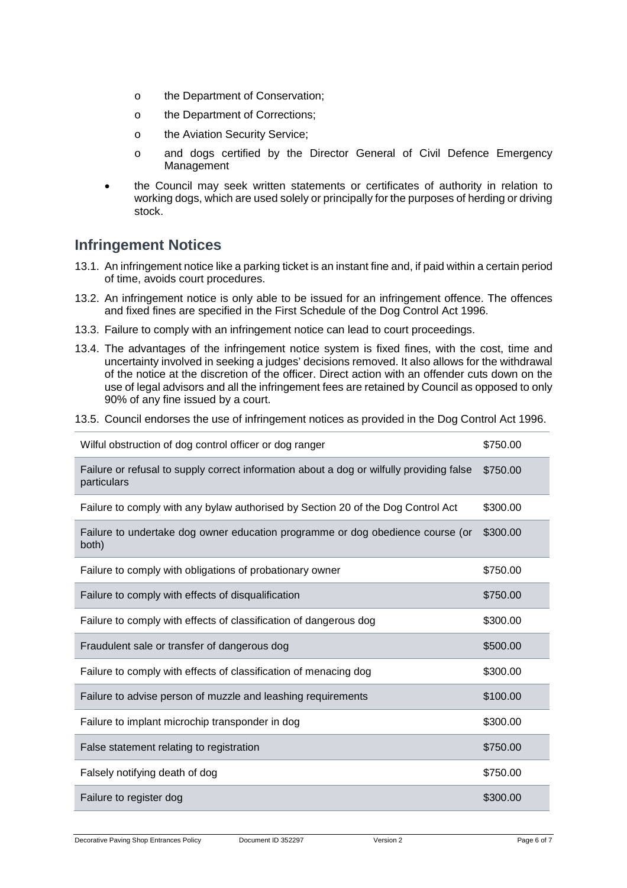- the Department of Conservation;
- the Department of Corrections;
- the Aviation Security Service;
- and dogs certified by the Director General of Civil Defence Emergency Management

- the Council may seek written statements or certificates of authority in relation to working dogs, which are used solely or principally for the purposes of herding or driving stock.

## Infringement Notices

13.1. An infringement notice like a parking ticket is an instant fine and, if paid within a certain period of time, avoids court procedures.

13.2. An infringement notice is only able to be issued for an infringement offence. The offences and fixed fines are specified in the First Schedule of the Dog Control Act 1996.

13.3. Failure to comply with an infringement notice can lead to court proceedings.

13.4. The advantages of the infringement notice system is fixed fines, with the cost, time and uncertainty involved in seeking a judges' decisions removed. It also allows for the withdrawal of the notice at the discretion of the officer. Direct action with an offender cuts down on the use of legal advisors and all the infringement fees are retained by Council as opposed to only 90% of any fine issued by a court.

13.5. Council endorses the use of infringement notices as provided in the Dog Control Act 1996.

| | |
|---|---|
| Wilful obstruction of dog control officer or dog ranger | $750.00 |
| Failure or refusal to supply correct information about a dog or wilfully providing false particulars | $750.00 |
| Failure to comply with any bylaw authorised by Section 20 of the Dog Control Act | $300.00 |
| Failure to undertake dog owner education programme or dog obedience course (or both) | $300.00 |
| Failure to comply with obligations of probationary owner | $750.00 |
| Failure to comply with effects of disqualification | $750.00 |
| Failure to comply with effects of classification of dangerous dog | $300.00 |
| Fraudulent sale or transfer of dangerous dog | $500.00 |
| Failure to comply with effects of classification of menacing dog | $300.00 |
| Failure to advise person of muzzle and leashing requirements | $100.00 |
| Failure to implant microchip transponder in dog | $300.00 |
| False statement relating to registration | $750.00 |
| Falsely notifying death of dog | $750.00 |
| Failure to register dog | $300.00 |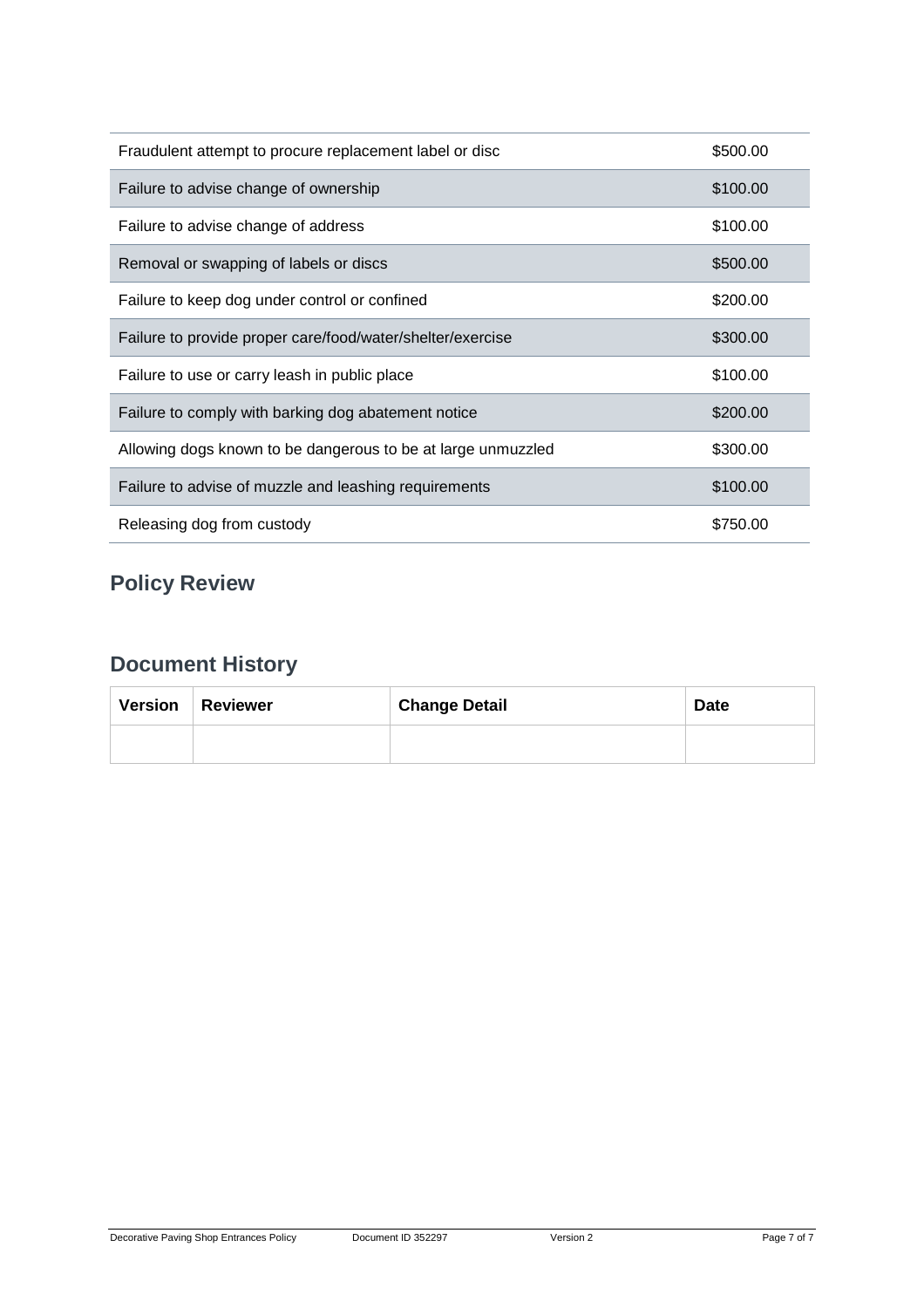| | |
|---|---|
| Fraudulent attempt to procure replacement label or disc | \$500.00 |
| Failure to advise change of ownership | \$100.00 |
| Failure to advise change of address | \$100.00 |
| Removal or swapping of labels or discs | \$500.00 |
| Failure to keep dog under control or confined | \$200.00 |
| Failure to provide proper care/food/water/shelter/exercise | \$300.00 |
| Failure to use or carry leash in public place | \$100.00 |
| Failure to comply with barking dog abatement notice | \$200.00 |
| Allowing dogs known to be dangerous to be at large unmuzzled | \$300.00 |
| Failure to advise of muzzle and leashing requirements | \$100.00 |
| Releasing dog from custody | \$750.00 |

## Policy Review

## Document History

| Version | Reviewer | Change Detail | Date |
|---|---|---|---|
| | | | |